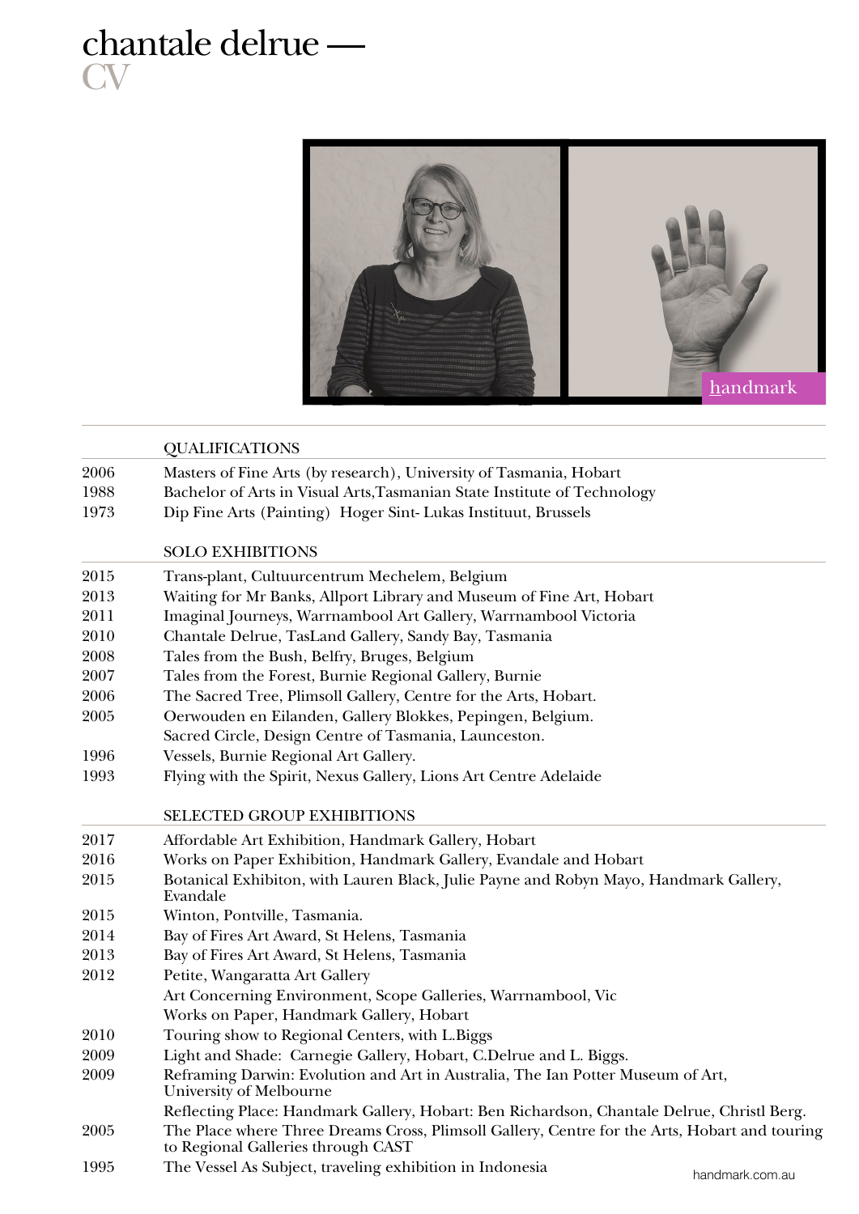# chantale delrue —
## CV

handmark

### QUALIFICATIONS

| | |
|---|---|
| 2006 | Masters of Fine Arts (by research), University of Tasmania, Hobart |
| 1988 | Bachelor of Arts in Visual Arts,Tasmanian State Institute of Technology |
| 1973 | Dip Fine Arts (Painting) Hoger Sint- Lukas Instituut, Brussels |

### SOLO EXHIBITIONS

| | |
|---|---|
| 2015 | Trans-plant, Cultuurcentrum Mechelem, Belgium |
| 2013 | Waiting for Mr Banks, Allport Library and Museum of Fine Art, Hobart |
| 2011 | Imaginal Journeys, Warrnambool Art Gallery, Warrnambool Victoria |
| 2010 | Chantale Delrue, TasLand Gallery, Sandy Bay, Tasmania |
| 2008 | Tales from the Bush, Belfry, Bruges, Belgium |
| 2007 | Tales from the Forest, Burnie Regional Gallery, Burnie |
| 2006 | The Sacred Tree, Plimsoll Gallery, Centre for the Arts, Hobart. |
| 2005 | Oerwouden en Eilanden, Gallery Blokkes, Pepingen, Belgium. |
| | Sacred Circle, Design Centre of Tasmania, Launceston. |
| 1996 | Vessels, Burnie Regional Art Gallery. |
| 1993 | Flying with the Spirit, Nexus Gallery, Lions Art Centre Adelaide |

### SELECTED GROUP EXHIBITIONS

| | |
|---|---|
| 2017 | Affordable Art Exhibition, Handmark Gallery, Hobart |
| 2016 | Works on Paper Exhibition, Handmark Gallery, Evandale and Hobart |
| 2015 | Botanical Exhibiton, with Lauren Black, Julie Payne and Robyn Mayo, Handmark Gallery, Evandale |
| 2015 | Winton, Pontville, Tasmania. |
| 2014 | Bay of Fires Art Award, St Helens, Tasmania |
| 2013 | Bay of Fires Art Award, St Helens, Tasmania |
| 2012 | Petite, Wangaratta Art Gallery |
| | Art Concerning Environment, Scope Galleries, Warrnambool, Vic |
| | Works on Paper, Handmark Gallery, Hobart |
| 2010 | Touring show to Regional Centers, with L.Biggs |
| 2009 | Light and Shade: Carnegie Gallery, Hobart, C.Delrue and L. Biggs. |
| 2009 | Reframing Darwin: Evolution and Art in Australia, The Ian Potter Museum of Art, University of Melbourne |
| | Reflecting Place: Handmark Gallery, Hobart: Ben Richardson, Chantale Delrue, Christl Berg. |
| 2005 | The Place where Three Dreams Cross, Plimsoll Gallery, Centre for the Arts, Hobart and touring to Regional Galleries through CAST |
| 1995 | The Vessel As Subject, traveling exhibition in Indonesia |

handmark.com.au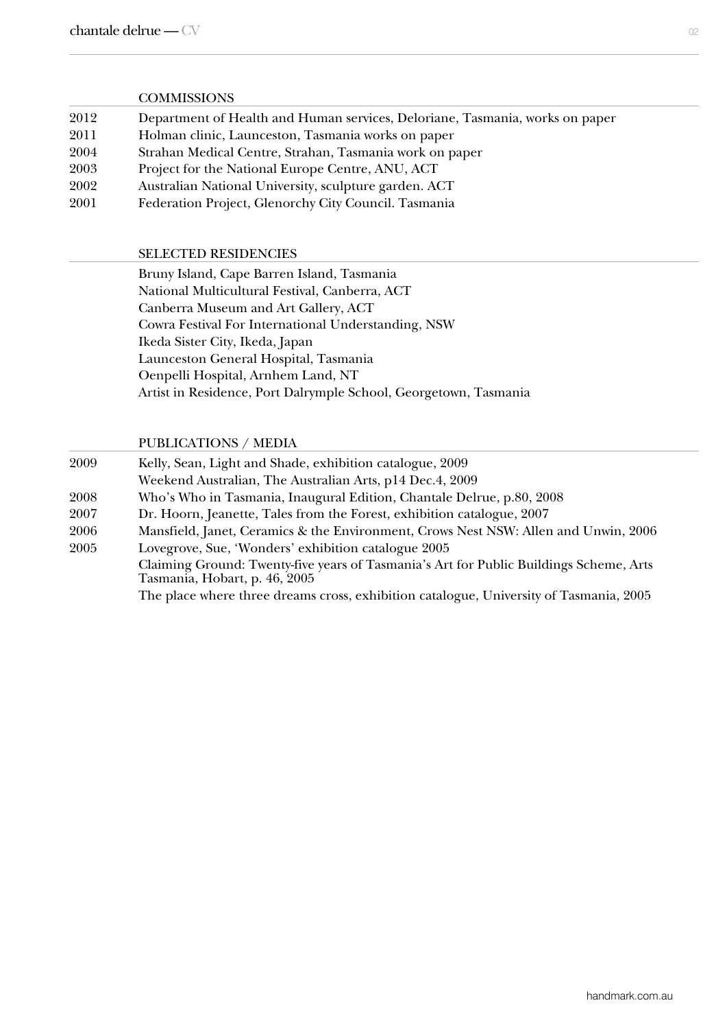## COMMISSIONS

| | |
|---|---|
| 2012 | Department of Health and Human services, Deloriane, Tasmania, works on paper |
| 2011 | Holman clinic, Launceston, Tasmania works on paper |
| 2004 | Strahan Medical Centre, Strahan, Tasmania work on paper |
| 2003 | Project for the National Europe Centre, ANU, ACT |
| 2002 | Australian National University, sculpture garden. ACT |
| 2001 | Federation Project, Glenorchy City Council. Tasmania |

## SELECTED RESIDENCIES

Bruny Island, Cape Barren Island, Tasmania
National Multicultural Festival, Canberra, ACT
Canberra Museum and Art Gallery, ACT
Cowra Festival For International Understanding, NSW
Ikeda Sister City, Ikeda, Japan
Launceston General Hospital, Tasmania
Oenpelli Hospital, Arnhem Land, NT
Artist in Residence, Port Dalrymple School, Georgetown, Tasmania

## PUBLICATIONS / MEDIA

| | |
|---|---|
| 2009 | Kelly, Sean, Light and Shade, exhibition catalogue, 2009 |
| | Weekend Australian, The Australian Arts, p14 Dec.4, 2009 |
| 2008 | Who's Who in Tasmania, Inaugural Edition, Chantale Delrue, p.80, 2008 |
| 2007 | Dr. Hoorn, Jeanette, Tales from the Forest, exhibition catalogue, 2007 |
| 2006 | Mansfield, Janet, Ceramics & the Environment, Crows Nest NSW: Allen and Unwin, 2006 |
| 2005 | Lovegrove, Sue, 'Wonders' exhibition catalogue 2005 |
| | Claiming Ground: Twenty-five years of Tasmania's Art for Public Buildings Scheme, Arts Tasmania, Hobart, p. 46, 2005 |
| | The place where three dreams cross, exhibition catalogue, University of Tasmania, 2005 |